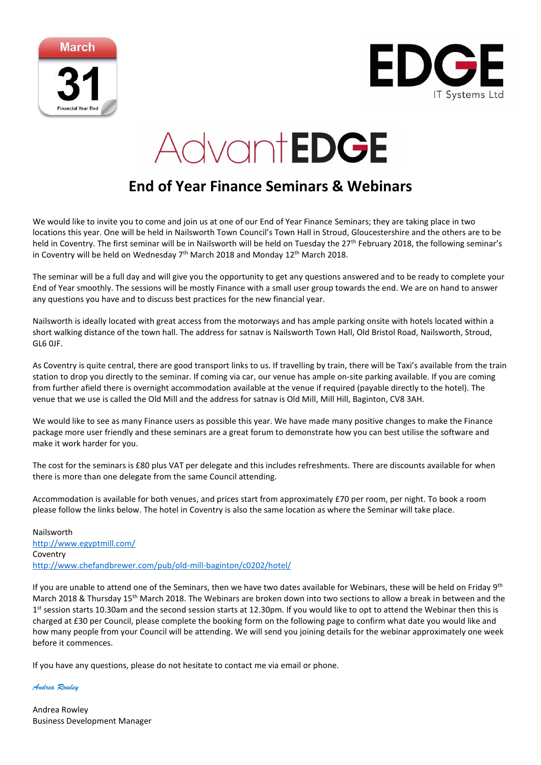March

31

Financial Year End

EDGE

IT Systems Ltd

AdvantEDGE

# End of Year Finance Seminars & Webinars

We would like to invite you to come and join us at one of our End of Year Finance Seminars; they are taking place in two locations this year. One will be held in Nailsworth Town Council's Town Hall in Stroud, Gloucestershire and the others are to be held in Coventry. The first seminar will be in Nailsworth will be held on Tuesday the 27th February 2018, the following seminar's in Coventry will be held on Wednesday 7th March 2018 and Monday 12th March 2018.

The seminar will be a full day and will give you the opportunity to get any questions answered and to be ready to complete your End of Year smoothly. The sessions will be mostly Finance with a small user group towards the end. We are on hand to answer any questions you have and to discuss best practices for the new financial year.

Nailsworth is ideally located with great access from the motorways and has ample parking onsite with hotels located within a short walking distance of the town hall. The address for satnav is Nailsworth Town Hall, Old Bristol Road, Nailsworth, Stroud, GL6 0JF.

As Coventry is quite central, there are good transport links to us. If travelling by train, there will be Taxi's available from the train station to drop you directly to the seminar. If coming via car, our venue has ample on-site parking available. If you are coming from further afield there is overnight accommodation available at the venue if required (payable directly to the hotel). The venue that we use is called the Old Mill and the address for satnav is Old Mill, Mill Hill, Baginton, CV8 3AH.

We would like to see as many Finance users as possible this year. We have made many positive changes to make the Finance package more user friendly and these seminars are a great forum to demonstrate how you can best utilise the software and make it work harder for you.

The cost for the seminars is £80 plus VAT per delegate and this includes refreshments. There are discounts available for when there is more than one delegate from the same Council attending.

Accommodation is available for both venues, and prices start from approximately £70 per room, per night. To book a room please follow the links below. The hotel in Coventry is also the same location as where the Seminar will take place.

Nailsworth
http://www.egyptmill.com/
Coventry
http://www.chefandbrewer.com/pub/old-mill-baginton/c0202/hotel/

If you are unable to attend one of the Seminars, then we have two dates available for Webinars, these will be held on Friday 9th March 2018 & Thursday 15th March 2018. The Webinars are broken down into two sections to allow a break in between and the 1st session starts 10.30am and the second session starts at 12.30pm. If you would like to opt to attend the Webinar then this is charged at £30 per Council, please complete the booking form on the following page to confirm what date you would like and how many people from your Council will be attending. We will send you joining details for the webinar approximately one week before it commences.

If you have any questions, please do not hesitate to contact me via email or phone.

*Andrea Rowley*

Andrea Rowley
Business Development Manager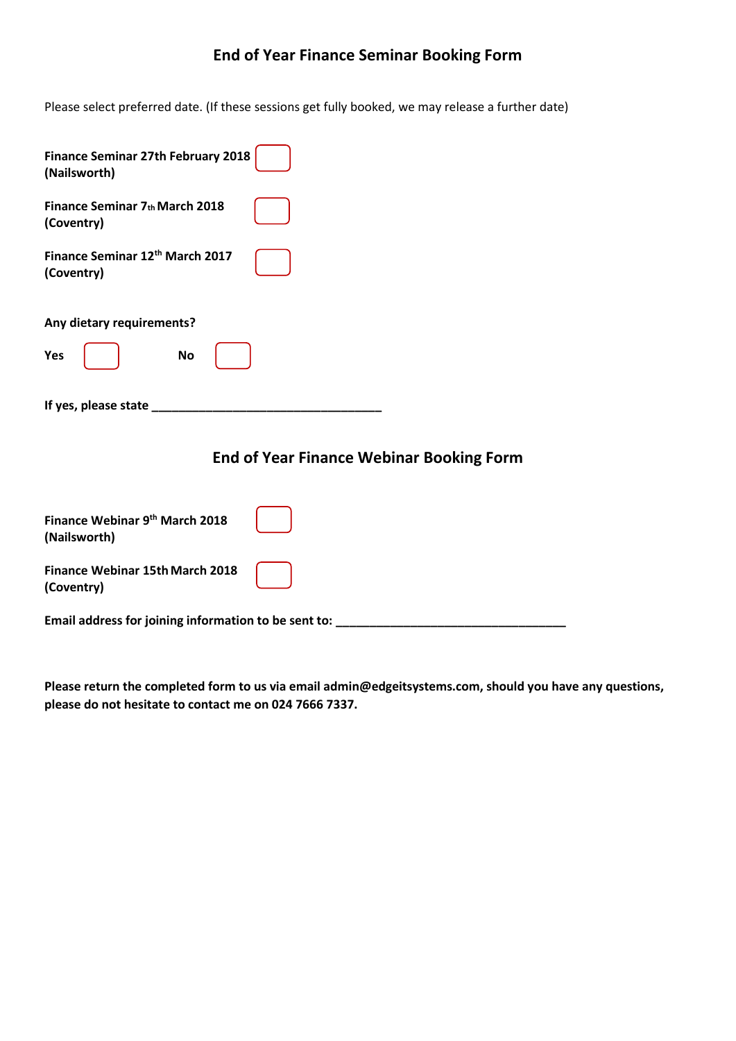## End of Year Finance Seminar Booking Form

Please select preferred date. (If these sessions get fully booked, we may release a further date)

**Finance Seminar 27th February 2018 (Nailsworth)** ☐

**Finance Seminar 7th March 2018 (Coventry)** ☐

**Finance Seminar 12th March 2017 (Coventry)** ☐

**Any dietary requirements?**

**Yes** ☐ **No** ☐

**If yes, please state** ___________________________________

## End of Year Finance Webinar Booking Form

**Finance Webinar 9th March 2018 (Nailsworth)** ☐

**Finance Webinar 15th March 2018 (Coventry)** ☐

**Email address for joining information to be sent to:** ___________________________________

**Please return the completed form to us via email admin@edgeitsystems.com, should you have any questions, please do not hesitate to contact me on 024 7666 7337.**